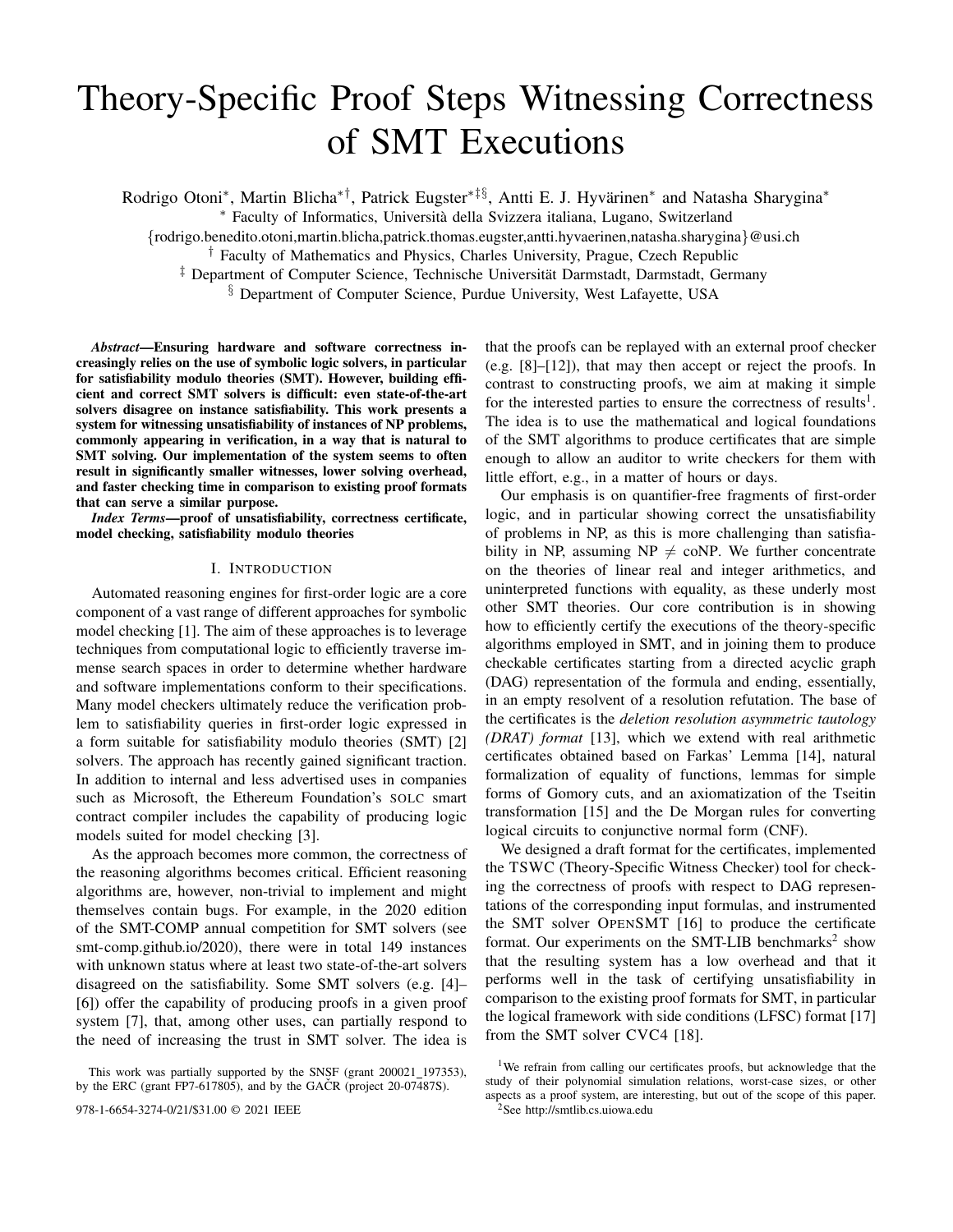# Theory-Specific Proof Steps Witnessing Correctness of SMT Executions

Rodrigo Otoni[*], Martin Blicha[*†], Patrick Eugster[*‡§], Antti E. J. Hyvärinen[*] and Natasha Sharygina[*]

[*] Faculty of Informatics, Università della Svizzera italiana, Lugano, Switzerland

{rodrigo.benedito.otoni,martin.blicha,patrick.thomas.eugster,antti.hyvaerinen,natasha.sharygina}@usi.ch

[†] Faculty of Mathematics and Physics, Charles University, Prague, Czech Republic

[‡] Department of Computer Science, Technische Universität Darmstadt, Darmstadt, Germany

[§] Department of Computer Science, Purdue University, West Lafayette, USA

***Abstract*—Ensuring hardware and software correctness increasingly relies on the use of symbolic logic solvers, in particular for satisfiability modulo theories (SMT). However, building efficient and correct SMT solvers is difficult: even state-of-the-art solvers disagree on instance satisfiability. This work presents a system for witnessing unsatisfiability of instances of NP problems, commonly appearing in verification, in a way that is natural to SMT solving. Our implementation of the system seems to often result in significantly smaller witnesses, lower solving overhead, and faster checking time in comparison to existing proof formats that can serve a similar purpose.**

***Index Terms*—proof of unsatisfiability, correctness certificate, model checking, satisfiability modulo theories**

## I. Introduction

Automated reasoning engines for first-order logic are a core component of a vast range of different approaches for symbolic model checking [1]. The aim of these approaches is to leverage techniques from computational logic to efficiently traverse immense search spaces in order to determine whether hardware and software implementations conform to their specifications. Many model checkers ultimately reduce the verification problem to satisfiability queries in first-order logic expressed in a form suitable for satisfiability modulo theories (SMT) [2] solvers. The approach has recently gained significant traction. In addition to internal and less advertised uses in companies such as Microsoft, the Ethereum Foundation's SOLC smart contract compiler includes the capability of producing logic models suited for model checking [3].

As the approach becomes more common, the correctness of the reasoning algorithms becomes critical. Efficient reasoning algorithms are, however, non-trivial to implement and might themselves contain bugs. For example, in the 2020 edition of the SMT-COMP annual competition for SMT solvers (see smt-comp.github.io/2020), there were in total 149 instances with unknown status where at least two state-of-the-art solvers disagreed on the satisfiability. Some SMT solvers (e.g. [4]–[6]) offer the capability of producing proofs in a given proof system [7], that, among other uses, can partially respond to the need of increasing the trust in SMT solver. The idea is that the proofs can be replayed with an external proof checker (e.g. [8]–[12]), that may then accept or reject the proofs. In contrast to constructing proofs, we aim at making it simple for the interested parties to ensure the correctness of results[1]. The idea is to use the mathematical and logical foundations of the SMT algorithms to produce certificates that are simple enough to allow an auditor to write checkers for them with little effort, e.g., in a matter of hours or days.

Our emphasis is on quantifier-free fragments of first-order logic, and in particular showing correct the unsatisfiability of problems in NP, as this is more challenging than satisfiability in NP, assuming NP $\neq$ coNP. We further concentrate on the theories of linear real and integer arithmetics, and uninterpreted functions with equality, as these underly most other SMT theories. Our core contribution is in showing how to efficiently certify the executions of the theory-specific algorithms employed in SMT, and in joining them to produce checkable certificates starting from a directed acyclic graph (DAG) representation of the formula and ending, essentially, in an empty resolvent of a resolution refutation. The base of the certificates is the *deletion resolution asymmetric tautology (DRAT) format* [13], which we extend with real arithmetic certificates obtained based on Farkas' Lemma [14], natural formalization of equality of functions, lemmas for simple forms of Gomory cuts, and an axiomatization of the Tseitin transformation [15] and the De Morgan rules for converting logical circuits to conjunctive normal form (CNF).

We designed a draft format for the certificates, implemented the TSWC (Theory-Specific Witness Checker) tool for checking the correctness of proofs with respect to DAG representations of the corresponding input formulas, and instrumented the SMT solver OPENSMT [16] to produce the certificate format. Our experiments on the SMT-LIB benchmarks[2] show that the resulting system has a low overhead and that it performs well in the task of certifying unsatisfiability in comparison to the existing proof formats for SMT, in particular the logical framework with side conditions (LFSC) format [17] from the SMT solver CVC4 [18].

This work was partially supported by the SNSF (grant 200021_197353), by the ERC (grant FP7-617805), and by the GAČR (project 20-07487S).

978-1-6654-3274-0/21/$31.00 © 2021 IEEE

[1] We refrain from calling our certificates proofs, but acknowledge that the study of their polynomial simulation relations, worst-case sizes, or other aspects as a proof system, are interesting, but out of the scope of this paper.

[2] See http://smtlib.cs.uiowa.edu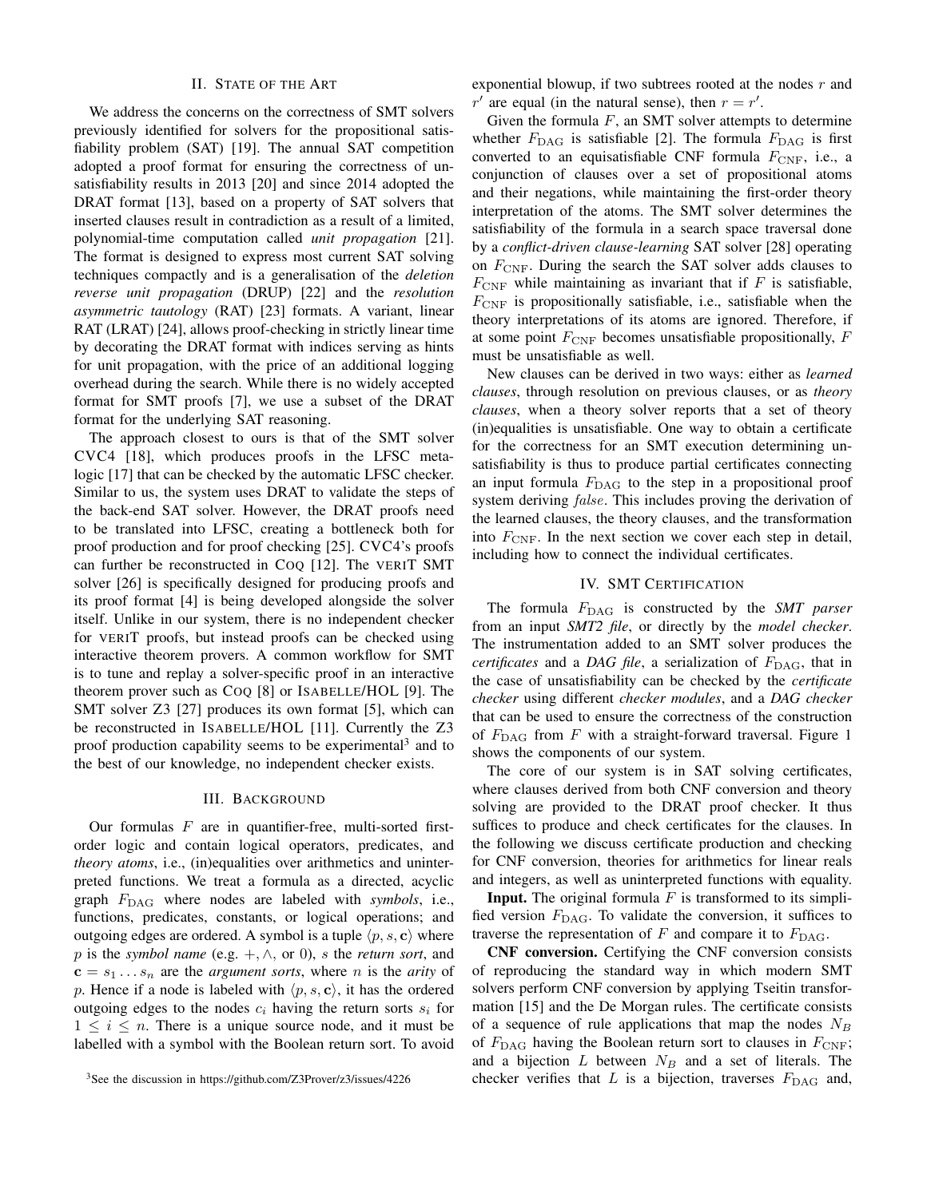## II. State of the Art

We address the concerns on the correctness of SMT solvers previously identified for solvers for the propositional satisfiability problem (SAT) [19]. The annual SAT competition adopted a proof format for ensuring the correctness of unsatisfiability results in 2013 [20] and since 2014 adopted the DRAT format [13], based on a property of SAT solvers that inserted clauses result in contradiction as a result of a limited, polynomial-time computation called *unit propagation* [21]. The format is designed to express most current SAT solving techniques compactly and is a generalisation of the *deletion reverse unit propagation* (DRUP) [22] and the *resolution asymmetric tautology* (RAT) [23] formats. A variant, linear RAT (LRAT) [24], allows proof-checking in strictly linear time by decorating the DRAT format with indices serving as hints for unit propagation, with the price of an additional logging overhead during the search. While there is no widely accepted format for SMT proofs [7], we use a subset of the DRAT format for the underlying SAT reasoning.

The approach closest to ours is that of the SMT solver CVC4 [18], which produces proofs in the LFSC meta-logic [17] that can be checked by the automatic LFSC checker. Similar to us, the system uses DRAT to validate the steps of the back-end SAT solver. However, the DRAT proofs need to be translated into LFSC, creating a bottleneck both for proof production and for proof checking [25]. CVC4's proofs can further be reconstructed in COQ [12]. The VERIT SMT solver [26] is specifically designed for producing proofs and its proof format [4] is being developed alongside the solver itself. Unlike in our system, there is no independent checker for VERIT proofs, but instead proofs can be checked using interactive theorem provers. A common workflow for SMT is to tune and replay a solver-specific proof in an interactive theorem prover such as COQ [8] or ISABELLE/HOL [9]. The SMT solver Z3 [27] produces its own format [5], which can be reconstructed in ISABELLE/HOL [11]. Currently the Z3 proof production capability seems to be experimental[3] and to the best of our knowledge, no independent checker exists.

## III. Background

Our formulas $F$ are in quantifier-free, multi-sorted first-order logic and contain logical operators, predicates, and *theory atoms*, i.e., (in)equalities over arithmetics and uninterpreted functions. We treat a formula as a directed, acyclic graph $F_{\mathrm{DAG}}$ where nodes are labeled with *symbols*, i.e., functions, predicates, constants, or logical operations; and outgoing edges are ordered. A symbol is a tuple $\langle p, s, \mathbf{c} \rangle$ where $p$ is the *symbol name* (e.g. $+, \wedge$, or 0), $s$ the *return sort*, and $\mathbf{c} = s_1 \dots s_n$ are the *argument sorts*, where $n$ is the *arity* of $p$. Hence if a node is labeled with $\langle p, s, \mathbf{c} \rangle$, it has the ordered outgoing edges to the nodes $c_i$ having the return sorts $s_i$ for $1 \leq i \leq n$. There is a unique source node, and it must be labelled with a symbol with the Boolean return sort. To avoid exponential blowup, if two subtrees rooted at the nodes $r$ and $r'$ are equal (in the natural sense), then $r = r'$.

Given the formula $F$, an SMT solver attempts to determine whether $F_{\mathrm{DAG}}$ is satisfiable [2]. The formula $F_{\mathrm{DAG}}$ is first converted to an equisatisfiable CNF formula $F_{\mathrm{CNF}}$, i.e., a conjunction of clauses over a set of propositional atoms and their negations, while maintaining the first-order theory interpretation of the atoms. The SMT solver determines the satisfiability of the formula in a search space traversal done by a *conflict-driven clause-learning* SAT solver [28] operating on $F_{\mathrm{CNF}}$. During the search the SAT solver adds clauses to $F_{\mathrm{CNF}}$ while maintaining as invariant that if $F$ is satisfiable, $F_{\mathrm{CNF}}$ is propositionally satisfiable, i.e., satisfiable when the theory interpretations of its atoms are ignored. Therefore, if at some point $F_{\mathrm{CNF}}$ becomes unsatisfiable propositionally, $F$ must be unsatisfiable as well.

New clauses can be derived in two ways: either as *learned clauses*, through resolution on previous clauses, or as *theory clauses*, when a theory solver reports that a set of theory (in)equalities is unsatisfiable. One way to obtain a certificate for the correctness for an SMT execution determining unsatisfiability is thus to produce partial certificates connecting an input formula $F_{\mathrm{DAG}}$ to the step in a propositional proof system deriving $false$. This includes proving the derivation of the learned clauses, the theory clauses, and the transformation into $F_{\mathrm{CNF}}$. In the next section we cover each step in detail, including how to connect the individual certificates.

## IV. SMT Certification

The formula $F_{\mathrm{DAG}}$ is constructed by the *SMT parser* from an input *SMT2 file*, or directly by the *model checker*. The instrumentation added to an SMT solver produces the *certificates* and a *DAG file*, a serialization of $F_{\mathrm{DAG}}$, that in the case of unsatisfiability can be checked by the *certificate checker* using different *checker modules*, and a *DAG checker* that can be used to ensure the correctness of the construction of $F_{\mathrm{DAG}}$ from $F$ with a straight-forward traversal. Figure 1 shows the components of our system.

The core of our system is in SAT solving certificates, where clauses derived from both CNF conversion and theory solving are provided to the DRAT proof checker. It thus suffices to produce and check certificates for the clauses. In the following we discuss certificate production and checking for CNF conversion, theories for arithmetics for linear reals and integers, as well as uninterpreted functions with equality.

**Input.** The original formula $F$ is transformed to its simplified version $F_{\mathrm{DAG}}$. To validate the conversion, it suffices to traverse the representation of $F$ and compare it to $F_{\mathrm{DAG}}$.

**CNF conversion.** Certifying the CNF conversion consists of reproducing the standard way in which modern SMT solvers perform CNF conversion by applying Tseitin transformation [15] and the De Morgan rules. The certificate consists of a sequence of rule applications that map the nodes $N_B$ of $F_{\mathrm{DAG}}$ having the Boolean return sort to clauses in $F_{\mathrm{CNF}}$; and a bijection $L$ between $N_B$ and a set of literals. The checker verifies that $L$ is a bijection, traverses $F_{\mathrm{DAG}}$ and,

[3] See the discussion in https://github.com/Z3Prover/z3/issues/4226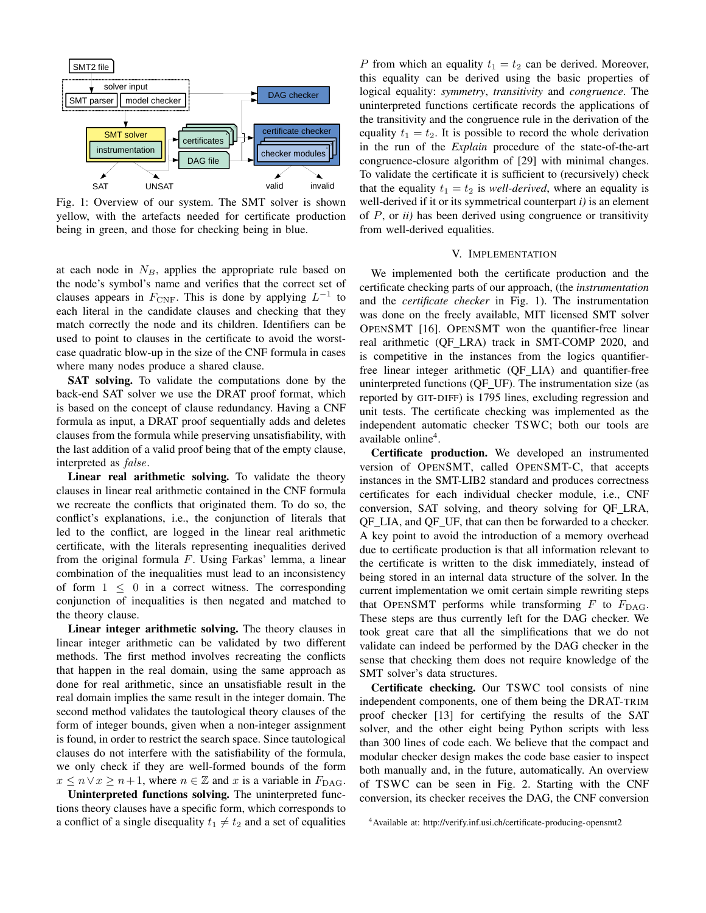Fig. 1: Overview of our system. The SMT solver is shown yellow, with the artefacts needed for certificate production being in green, and those for checking being in blue.

at each node in $N_B$, applies the appropriate rule based on the node's symbol's name and verifies that the correct set of clauses appears in $F_{\text{CNF}}$. This is done by applying $L^{-1}$ to each literal in the candidate clauses and checking that they match correctly the node and its children. Identifiers can be used to point to clauses in the certificate to avoid the worst-case quadratic blow-up in the size of the CNF formula in cases where many nodes produce a shared clause.

**SAT solving.** To validate the computations done by the back-end SAT solver we use the DRAT proof format, which is based on the concept of clause redundancy. Having a CNF formula as input, a DRAT proof sequentially adds and deletes clauses from the formula while preserving unsatisfiability, with the last addition of a valid proof being that of the empty clause, interpreted as $false$.

**Linear real arithmetic solving.** To validate the theory clauses in linear real arithmetic contained in the CNF formula we recreate the conflicts that originated them. To do so, the conflict's explanations, i.e., the conjunction of literals that led to the conflict, are logged in the linear real arithmetic certificate, with the literals representing inequalities derived from the original formula $F$. Using Farkas' lemma, a linear combination of the inequalities must lead to an inconsistency of form $1 \leq 0$ in a correct witness. The corresponding conjunction of inequalities is then negated and matched to the theory clause.

**Linear integer arithmetic solving.** The theory clauses in linear integer arithmetic can be validated by two different methods. The first method involves recreating the conflicts that happen in the real domain, using the same approach as done for real arithmetic, since an unsatisfiable result in the real domain implies the same result in the integer domain. The second method validates the tautological theory clauses of the form of integer bounds, given when a non-integer assignment is found, in order to restrict the search space. Since tautological clauses do not interfere with the satisfiability of the formula, we only check if they are well-formed bounds of the form $x \leq n \vee x \geq n+1$, where $n \in \mathbb{Z}$ and $x$ is a variable in $F_{\text{DAG}}$.

**Uninterpreted functions solving.** The uninterpreted functions theory clauses have a specific form, which corresponds to a conflict of a single disequality $t_1 \neq t_2$ and a set of equalities $P$ from which an equality $t_1 = t_2$ can be derived. Moreover, this equality can be derived using the basic properties of logical equality: *symmetry*, *transitivity* and *congruence*. The uninterpreted functions certificate records the applications of the transitivity and the congruence rule in the derivation of the equality $t_1 = t_2$. It is possible to record the whole derivation in the run of the *Explain* procedure of the state-of-the-art congruence-closure algorithm of [29] with minimal changes. To validate the certificate it is sufficient to (recursively) check that the equality $t_1 = t_2$ is *well-derived*, where an equality is well-derived if it or its symmetrical counterpart *i)* is an element of $P$, or *ii)* has been derived using congruence or transitivity from well-derived equalities.

## V. Implementation

We implemented both the certificate production and the certificate checking parts of our approach, (the *instrumentation* and the *certificate checker* in Fig. 1). The instrumentation was done on the freely available, MIT licensed SMT solver OpenSMT [16]. OpenSMT won the quantifier-free linear real arithmetic (QF_LRA) track in SMT-COMP 2020, and is competitive in the instances from the logics quantifier-free linear integer arithmetic (QF_LIA) and quantifier-free uninterpreted functions (QF_UF). The instrumentation size (as reported by git-diff) is 1795 lines, excluding regression and unit tests. The certificate checking was implemented as the independent automatic checker TSWC; both our tools are available online[4].

**Certificate production.** We developed an instrumented version of OpenSMT, called OpenSMT-C, that accepts instances in the SMT-LIB2 standard and produces correctness certificates for each individual checker module, i.e., CNF conversion, SAT solving, and theory solving for QF_LRA, QF_LIA, and QF_UF, that can then be forwarded to a checker. A key point to avoid the introduction of a memory overhead due to certificate production is that all information relevant to the certificate is written to the disk immediately, instead of being stored in an internal data structure of the solver. In the current implementation we omit certain simple rewriting steps that OpenSMT performs while transforming $F$ to $F_{\text{DAG}}$. These steps are thus currently left for the DAG checker. We took great care that all the simplifications that we do not validate can indeed be performed by the DAG checker in the sense that checking them does not require knowledge of the SMT solver's data structures.

**Certificate checking.** Our TSWC tool consists of nine independent components, one of them being the DRAT-trim proof checker [13] for certifying the results of the SAT solver, and the other eight being Python scripts with less than 300 lines of code each. We believe that the compact and modular checker design makes the code base easier to inspect both manually and, in the future, automatically. An overview of TSWC can be seen in Fig. 2. Starting with the CNF conversion, its checker receives the DAG, the CNF conversion

[4] Available at: http://verify.inf.usi.ch/certificate-producing-opensmt2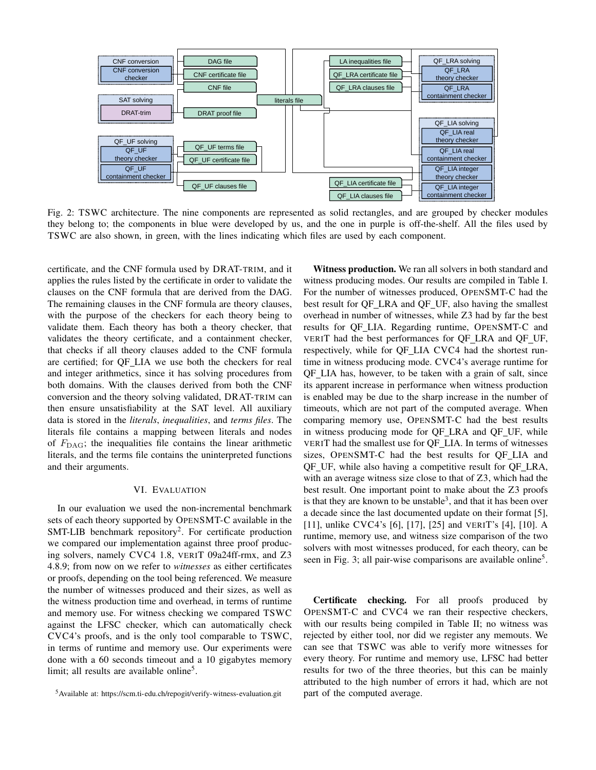Fig. 2: TSWC architecture. The nine components are represented as solid rectangles, and are grouped by checker modules they belong to; the components in blue were developed by us, and the one in purple is off-the-shelf. All the files used by TSWC are also shown, in green, with the lines indicating which files are used by each component.

certificate, and the CNF formula used by DRAT-TRIM, and it applies the rules listed by the certificate in order to validate the clauses on the CNF formula that are derived from the DAG. The remaining clauses in the CNF formula are theory clauses, with the purpose of the checkers for each theory being to validate them. Each theory has both a theory checker, that validates the theory certificate, and a containment checker, that checks if all theory clauses added to the CNF formula are certified; for QF_LIA we use both the checkers for real and integer arithmetics, since it has solving procedures from both domains. With the clauses derived from both the CNF conversion and the theory solving validated, DRAT-TRIM can then ensure unsatisfiability at the SAT level. All auxiliary data is stored in the *literals*, *inequalities*, and *terms files*. The literals file contains a mapping between literals and nodes of $F_{\mathrm{DAG}}$; the inequalities file contains the linear arithmetic literals, and the terms file contains the uninterpreted functions and their arguments.

## VI. Evaluation

In our evaluation we used the non-incremental benchmark sets of each theory supported by OPENSMT-C available in the SMT-LIB benchmark repository[2]. For certificate production we compared our implementation against three proof producing solvers, namely CVC4 1.8, VERIT 09a24ff-rmx, and Z3 4.8.9; from now on we refer to *witnesses* as either certificates or proofs, depending on the tool being referenced. We measure the number of witnesses produced and their sizes, as well as the witness production time and overhead, in terms of runtime and memory use. For witness checking we compared TSWC against the LFSC checker, which can automatically check CVC4's proofs, and is the only tool comparable to TSWC, in terms of runtime and memory use. Our experiments were done with a 60 seconds timeout and a 10 gigabytes memory limit; all results are available online[5].

[5]Available at: https://scm.ti-edu.ch/repogit/verify-witness-evaluation.git

**Witness production.** We ran all solvers in both standard and witness producing modes. Our results are compiled in Table I. For the number of witnesses produced, OPENSMT-C had the best result for QF_LRA and QF_UF, also having the smallest overhead in number of witnesses, while Z3 had by far the best results for QF_LIA. Regarding runtime, OPENSMT-C and VERIT had the best performances for QF_LRA and QF_UF, respectively, while for QF_LIA CVC4 had the shortest runtime in witness producing mode. CVC4's average runtime for QF_LIA has, however, to be taken with a grain of salt, since its apparent increase in performance when witness production is enabled may be due to the sharp increase in the number of timeouts, which are not part of the computed average. When comparing memory use, OPENSMT-C had the best results in witness producing mode for QF_LRA and QF_UF, while VERIT had the smallest use for QF_LIA. In terms of witnesses sizes, OPENSMT-C had the best results for QF_LIA and QF_UF, while also having a competitive result for QF_LRA, with an average witness size close to that of Z3, which had the best result. One important point to make about the Z3 proofs is that they are known to be unstable[3], and that it has been over a decade since the last documented update on their format [5], [11], unlike CVC4's [6], [17], [25] and VERIT's [4], [10]. A runtime, memory use, and witness size comparison of the two solvers with most witnesses produced, for each theory, can be seen in Fig. 3; all pair-wise comparisons are available online[5].

**Certificate checking.** For all proofs produced by OPENSMT-C and CVC4 we ran their respective checkers, with our results being compiled in Table II; no witness was rejected by either tool, nor did we register any memouts. We can see that TSWC was able to verify more witnesses for every theory. For runtime and memory use, LFSC had better results for two of the three theories, but this can be mainly attributed to the high number of errors it had, which are not part of the computed average.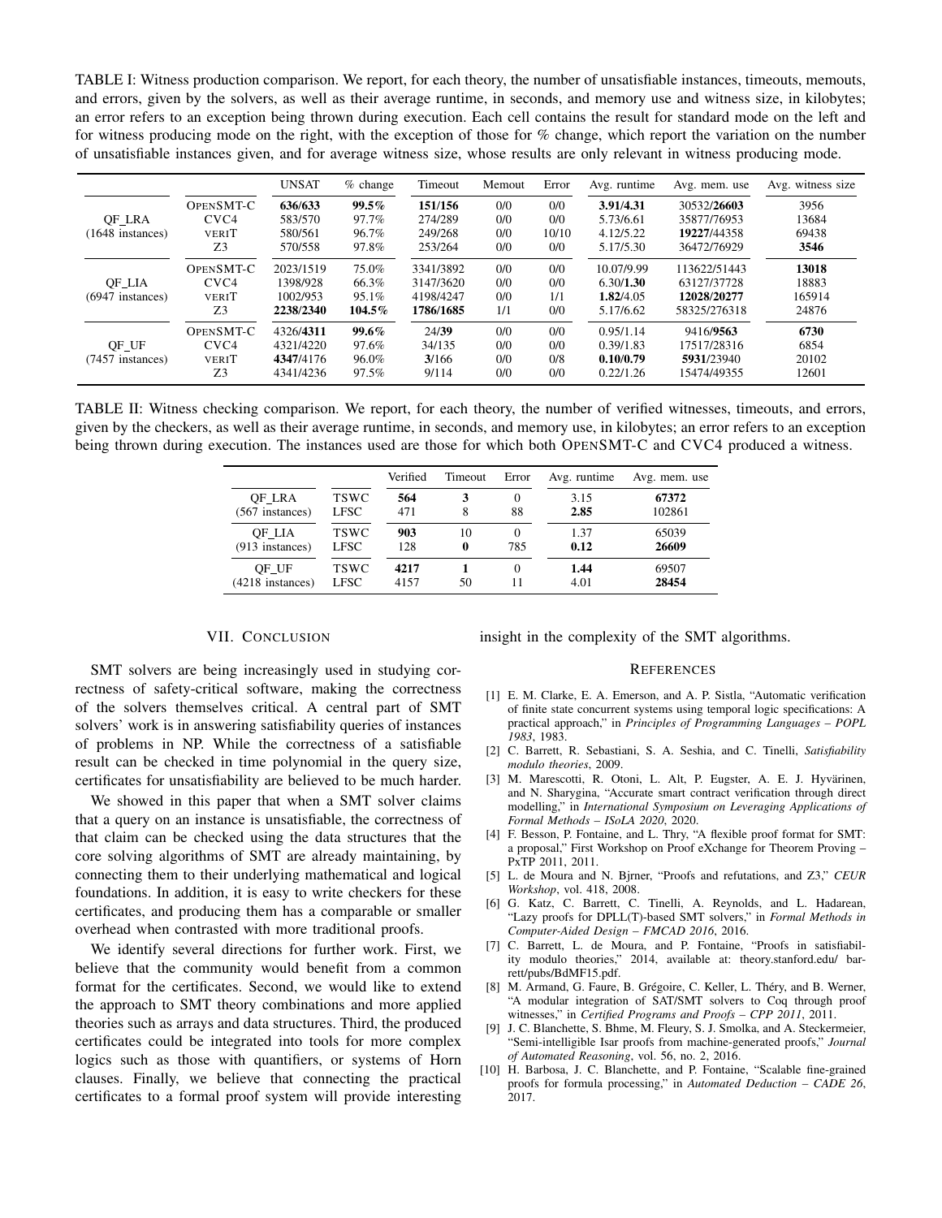TABLE I: Witness production comparison. We report, for each theory, the number of unsatisfiable instances, timeouts, memouts, and errors, given by the solvers, as well as their average runtime, in seconds, and memory use and witness size, in kilobytes; an error refers to an exception being thrown during execution. Each cell contains the result for standard mode on the left and for witness producing mode on the right, with the exception of those for % change, which report the variation on the number of unsatisfiable instances given, and for average witness size, whose results are only relevant in witness producing mode.

| | | UNSAT | % change | Timeout | Memout | Error | Avg. runtime | Avg. mem. use | Avg. witness size |
|---|---|---|---|---|---|---|---|---|---|
| QF_LRA (1648 instances) | OpenSMT-C | **636/633** | **99.5%** | **151/156** | 0/0 | 0/0 | **3.91/4.31** | 30532/**26603** | 3956 |
| | CVC4 | 583/570 | 97.7% | 274/289 | 0/0 | 0/0 | 5.73/6.61 | 35877/76953 | 13684 |
| | veriT | 580/561 | 96.7% | 249/268 | 0/0 | 10/10 | 4.12/5.22 | **19227**/44358 | 69438 |
| | Z3 | 570/558 | 97.8% | 253/264 | 0/0 | 0/0 | 5.17/5.30 | 36472/76929 | **3546** |
| QF_LIA (6947 instances) | OpenSMT-C | 2023/1519 | 75.0% | 3341/3892 | 0/0 | 0/0 | 10.07/9.99 | 113622/51443 | **13018** |
| | CVC4 | 1398/928 | 66.3% | 3147/3620 | 0/0 | 0/0 | 6.30/**1.30** | 63127/37728 | 18883 |
| | veriT | 1002/953 | 95.1% | 4198/4247 | 0/0 | 1/1 | **1.82**/4.05 | **12028/20277** | 165914 |
| | Z3 | **2238/2340** | **104.5%** | **1786/1685** | 0/0 | 1/1 | 5.17/6.62 | 58325/276318 | 24876 |
| QF_UF (7457 instances) | OpenSMT-C | 4326/**4311** | **99.6%** | 24/**39** | 0/0 | 0/0 | 0.95/1.14 | 9416/**9563** | **6730** |
| | CVC4 | 4321/4220 | 97.6% | 34/135 | 0/0 | 0/0 | 0.39/1.83 | 17517/28316 | 6854 |
| | veriT | **4347**/4176 | 96.0% | **3**/166 | 0/0 | 0/8 | **0.10/0.79** | **5931**/23940 | 20102 |
| | Z3 | 4341/4236 | 97.5% | 9/114 | 0/0 | 0/0 | 0.22/1.26 | 15474/49355 | 12601 |

TABLE II: Witness checking comparison. We report, for each theory, the number of verified witnesses, timeouts, and errors, given by the checkers, as well as their average runtime, in seconds, and memory use, in kilobytes; an error refers to an exception being thrown during execution. The instances used are those for which both OpenSMT-C and CVC4 produced a witness.

| | | Verified | Timeout | Error | Avg. runtime | Avg. mem. use |
|---|---|---|---|---|---|---|
| QF_LRA (567 instances) | TSWC | **564** | **3** | 0 | 3.15 | **67372** |
| | LFSC | 471 | 8 | 88 | **2.85** | 102861 |
| QF_LIA (913 instances) | TSWC | **903** | 10 | 0 | 1.37 | 65039 |
| | LFSC | 128 | **0** | 785 | **0.12** | **26609** |
| QF_UF (4218 instances) | TSWC | **4217** | **1** | 0 | **1.44** | 69507 |
| | LFSC | 4157 | 50 | 11 | 4.01 | **28454** |

## VII. Conclusion

SMT solvers are being increasingly used in studying correctness of safety-critical software, making the correctness of the solvers themselves critical. A central part of SMT solvers' work is in answering satisfiability queries of instances of problems in NP. While the correctness of a satisfiable result can be checked in time polynomial in the query size, certificates for unsatisfiability are believed to be much harder.

We showed in this paper that when a SMT solver claims that a query on an instance is unsatisfiable, the correctness of that claim can be checked using the data structures that the core solving algorithms of SMT are already maintaining, by connecting them to their underlying mathematical and logical foundations. In addition, it is easy to write checkers for these certificates, and producing them has a comparable or smaller overhead when contrasted with more traditional proofs.

We identify several directions for further work. First, we believe that the community would benefit from a common format for the certificates. Second, we would like to extend the approach to SMT theory combinations and more applied theories such as arrays and data structures. Third, the produced certificates could be integrated into tools for more complex logics such as those with quantifiers, or systems of Horn clauses. Finally, we believe that connecting the practical certificates to a formal proof system will provide interesting insight in the complexity of the SMT algorithms.

## References

[1] E. M. Clarke, E. A. Emerson, and A. P. Sistla, "Automatic verification of finite state concurrent systems using temporal logic specifications: A practical approach," in *Principles of Programming Languages – POPL 1983*, 1983.

[2] C. Barrett, R. Sebastiani, S. A. Seshia, and C. Tinelli, *Satisfiability modulo theories*, 2009.

[3] M. Marescotti, R. Otoni, L. Alt, P. Eugster, A. E. J. Hyvärinen, and N. Sharygina, "Accurate smart contract verification through direct modelling," in *International Symposium on Leveraging Applications of Formal Methods – ISoLA 2020*, 2020.

[4] F. Besson, P. Fontaine, and L. Thry, "A flexible proof format for SMT: a proposal," First Workshop on Proof eXchange for Theorem Proving – PxTP 2011, 2011.

[5] L. de Moura and N. Bjrner, "Proofs and refutations, and Z3," *CEUR Workshop*, vol. 418, 2008.

[6] G. Katz, C. Barrett, C. Tinelli, A. Reynolds, and L. Hadarean, "Lazy proofs for DPLL(T)-based SMT solvers," in *Formal Methods in Computer-Aided Design – FMCAD 2016*, 2016.

[7] C. Barrett, L. de Moura, and P. Fontaine, "Proofs in satisfiability modulo theories," 2014, available at: theory.stanford.edu/ barrett/pubs/BdMF15.pdf.

[8] M. Armand, G. Faure, B. Grégoire, C. Keller, L. Théry, and B. Werner, "A modular integration of SAT/SMT solvers to Coq through proof witnesses," in *Certified Programs and Proofs – CPP 2011*, 2011.

[9] J. C. Blanchette, S. Bhme, M. Fleury, S. J. Smolka, and A. Steckermeier, "Semi-intelligible Isar proofs from machine-generated proofs," *Journal of Automated Reasoning*, vol. 56, no. 2, 2016.

[10] H. Barbosa, J. C. Blanchette, and P. Fontaine, "Scalable fine-grained proofs for formula processing," in *Automated Deduction – CADE 26*, 2017.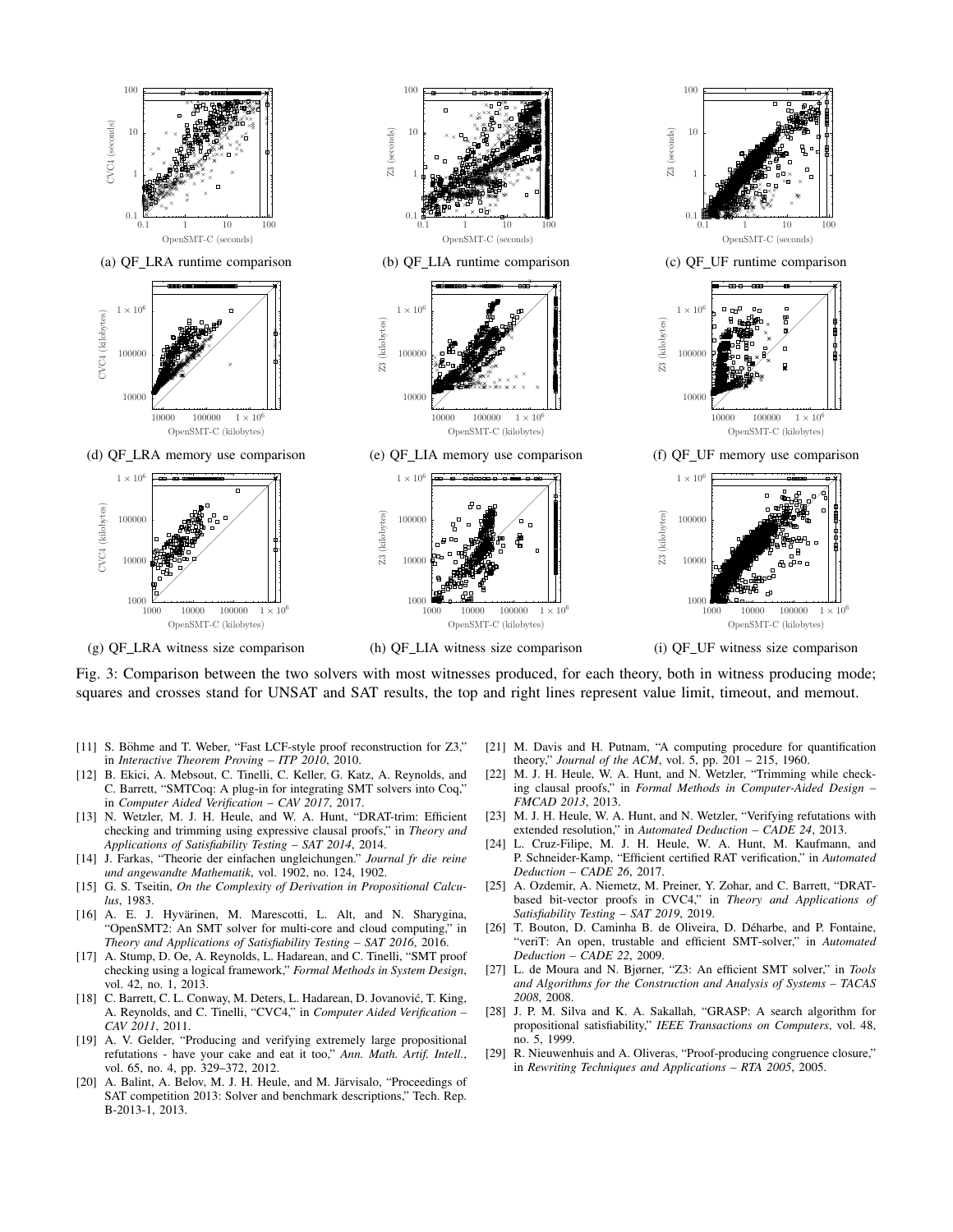100
10
1
0.1
CVC4 (seconds)
0.1 1 10 100
OpenSMT-C (seconds)

(a) QF_LRA runtime comparison

100
10
1
0.1
Z3 (seconds)
0.1 1 10 100
OpenSMT-C (seconds)

(b) QF_LIA runtime comparison

100
10
1
0.1
Z3 (seconds)
0.1 1 10 100
OpenSMT-C (seconds)

(c) QF_UF runtime comparison

$1 \times 10^6$
100000
10000
CVC4 (kilobytes)
10000 100000 $1 \times 10^6$
OpenSMT-C (kilobytes)

(d) QF_LRA memory use comparison

$1 \times 10^6$
100000
10000
Z3 (kilobytes)
10000 100000 $1 \times 10^6$
OpenSMT-C (kilobytes)

(e) QF_LIA memory use comparison

$1 \times 10^6$
100000
10000
Z3 (kilobytes)
10000 100000 $1 \times 10^6$
OpenSMT-C (kilobytes)

(f) QF_UF memory use comparison

$1 \times 10^6$
100000
10000
1000
CVC4 (kilobytes)
1000 10000 100000 $1 \times 10^6$
OpenSMT-C (kilobytes)

(g) QF_LRA witness size comparison

$1 \times 10^6$
100000
10000
1000
Z3 (kilobytes)
1000 10000 100000 $1 \times 10^6$
OpenSMT-C (kilobytes)

(h) QF_LIA witness size comparison

$1 \times 10^6$
100000
10000
1000
Z3 (kilobytes)
1000 10000 100000 $1 \times 10^6$
OpenSMT-C (kilobytes)

(i) QF_UF witness size comparison

Fig. 3: Comparison between the two solvers with most witnesses produced, for each theory, both in witness producing mode; squares and crosses stand for UNSAT and SAT results, the top and right lines represent value limit, timeout, and memout.

[11] S. Böhme and T. Weber, "Fast LCF-style proof reconstruction for Z3," in *Interactive Theorem Proving – ITP 2010*, 2010.

[12] B. Ekici, A. Mebsout, C. Tinelli, C. Keller, G. Katz, A. Reynolds, and C. Barrett, "SMTCoq: A plug-in for integrating SMT solvers into Coq," in *Computer Aided Verification – CAV 2017*, 2017.

[13] N. Wetzler, M. J. H. Heule, and W. A. Hunt, "DRAT-trim: Efficient checking and trimming using expressive clausal proofs," in *Theory and Applications of Satisfiability Testing – SAT 2014*, 2014.

[14] J. Farkas, "Theorie der einfachen ungleichungen." *Journal fr die reine und angewandte Mathematik*, vol. 1902, no. 124, 1902.

[15] G. S. Tseitin, *On the Complexity of Derivation in Propositional Calculus*, 1983.

[16] A. E. J. Hyvärinen, M. Marescotti, L. Alt, and N. Sharygina, "OpenSMT2: An SMT solver for multi-core and cloud computing," in *Theory and Applications of Satisfiability Testing – SAT 2016*, 2016.

[17] A. Stump, D. Oe, A. Reynolds, L. Hadarean, and C. Tinelli, "SMT proof checking using a logical framework," *Formal Methods in System Design*, vol. 42, no. 1, 2013.

[18] C. Barrett, C. L. Conway, M. Deters, L. Hadarean, D. Jovanović, T. King, A. Reynolds, and C. Tinelli, "CVC4," in *Computer Aided Verification – CAV 2011*, 2011.

[19] A. V. Gelder, "Producing and verifying extremely large propositional refutations - have your cake and eat it too," *Ann. Math. Artif. Intell.*, vol. 65, no. 4, pp. 329–372, 2012.

[20] A. Balint, A. Belov, M. J. H. Heule, and M. Järvisalo, "Proceedings of SAT competition 2013: Solver and benchmark descriptions," Tech. Rep. B-2013-1, 2013.

[21] M. Davis and H. Putnam, "A computing procedure for quantification theory," *Journal of the ACM*, vol. 5, pp. 201 – 215, 1960.

[22] M. J. H. Heule, W. A. Hunt, and N. Wetzler, "Trimming while checking clausal proofs," in *Formal Methods in Computer-Aided Design – FMCAD 2013*, 2013.

[23] M. J. H. Heule, W. A. Hunt, and N. Wetzler, "Verifying refutations with extended resolution," in *Automated Deduction – CADE 24*, 2013.

[24] L. Cruz-Filipe, M. J. H. Heule, W. A. Hunt, M. Kaufmann, and P. Schneider-Kamp, "Efficient certified RAT verification," in *Automated Deduction – CADE 26*, 2017.

[25] A. Ozdemir, A. Niemetz, M. Preiner, Y. Zohar, and C. Barrett, "DRAT-based bit-vector proofs in CVC4," in *Theory and Applications of Satisfiability Testing – SAT 2019*, 2019.

[26] T. Bouton, D. Caminha B. de Oliveira, D. Déharbe, and P. Fontaine, "veriT: An open, trustable and efficient SMT-solver," in *Automated Deduction – CADE 22*, 2009.

[27] L. de Moura and N. Bjørner, "Z3: An efficient SMT solver," in *Tools and Algorithms for the Construction and Analysis of Systems – TACAS 2008*, 2008.

[28] J. P. M. Silva and K. A. Sakallah, "GRASP: A search algorithm for propositional satisfiability," *IEEE Transactions on Computers*, vol. 48, no. 5, 1999.

[29] R. Nieuwenhuis and A. Oliveras, "Proof-producing congruence closure," in *Rewriting Techniques and Applications – RTA 2005*, 2005.